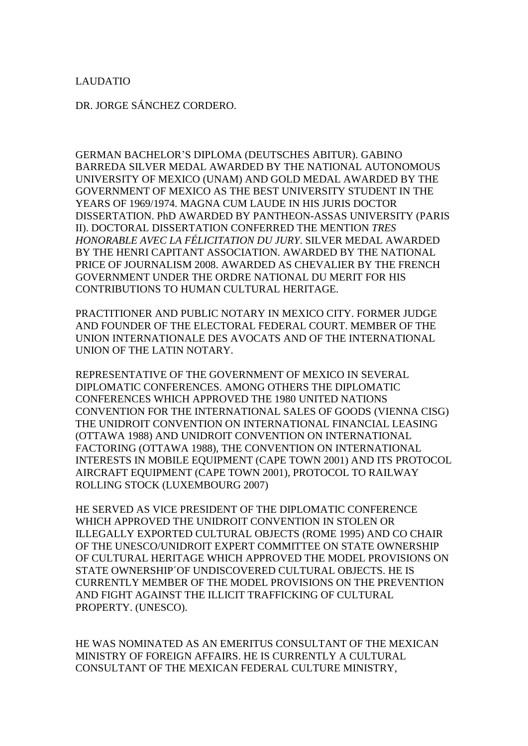LAUDATIO

DR. JORGE SÁNCHEZ CORDERO.

GERMAN BACHELOR'S DIPLOMA (DEUTSCHES ABITUR). GABINO BARREDA SILVER MEDAL AWARDED BY THE NATIONAL AUTONOMOUS UNIVERSITY OF MEXICO (UNAM) AND GOLD MEDAL AWARDED BY THE GOVERNMENT OF MEXICO AS THE BEST UNIVERSITY STUDENT IN THE YEARS OF 1969/1974. MAGNA CUM LAUDE IN HIS JURIS DOCTOR DISSERTATION. PhD AWARDED BY PANTHEON-ASSAS UNIVERSITY (PARIS II). DOCTORAL DISSERTATION CONFERRED THE MENTION *TRES HONORABLE AVEC LA FÉLICITATION DU JURY*. SILVER MEDAL AWARDED BY THE HENRI CAPITANT ASSOCIATION. AWARDED BY THE NATIONAL PRICE OF JOURNALISM 2008. AWARDED AS CHEVALIER BY THE FRENCH GOVERNMENT UNDER THE ORDRE NATIONAL DU MERIT FOR HIS CONTRIBUTIONS TO HUMAN CULTURAL HERITAGE.

PRACTITIONER AND PUBLIC NOTARY IN MEXICO CITY. FORMER JUDGE AND FOUNDER OF THE ELECTORAL FEDERAL COURT. MEMBER OF THE UNION INTERNATIONALE DES AVOCATS AND OF THE INTERNATIONAL UNION OF THE LATIN NOTARY.

REPRESENTATIVE OF THE GOVERNMENT OF MEXICO IN SEVERAL DIPLOMATIC CONFERENCES. AMONG OTHERS THE DIPLOMATIC CONFERENCES WHICH APPROVED THE 1980 UNITED NATIONS CONVENTION FOR THE INTERNATIONAL SALES OF GOODS (VIENNA CISG) THE UNIDROIT CONVENTION ON INTERNATIONAL FINANCIAL LEASING (OTTAWA 1988) AND UNIDROIT CONVENTION ON INTERNATIONAL FACTORING (OTTAWA 1988), THE CONVENTION ON INTERNATIONAL INTERESTS IN MOBILE EQUIPMENT (CAPE TOWN 2001) AND ITS PROTOCOL AIRCRAFT EQUIPMENT (CAPE TOWN 2001), PROTOCOL TO RAILWAY ROLLING STOCK (LUXEMBOURG 2007)

HE SERVED AS VICE PRESIDENT OF THE DIPLOMATIC CONFERENCE WHICH APPROVED THE UNIDROIT CONVENTION IN STOLEN OR ILLEGALLY EXPORTED CULTURAL OBJECTS (ROME 1995) AND CO CHAIR OF THE UNESCO/UNIDROIT EXPERT COMMITTEE ON STATE OWNERSHIP OF CULTURAL HERITAGE WHICH APPROVED THE MODEL PROVISIONS ON STATE OWNERSHIP´OF UNDISCOVERED CULTURAL OBJECTS. HE IS CURRENTLY MEMBER OF THE MODEL PROVISIONS ON THE PREVENTION AND FIGHT AGAINST THE ILLICIT TRAFFICKING OF CULTURAL PROPERTY. (UNESCO).

HE WAS NOMINATED AS AN EMERITUS CONSULTANT OF THE MEXICAN MINISTRY OF FOREIGN AFFAIRS. HE IS CURRENTLY A CULTURAL CONSULTANT OF THE MEXICAN FEDERAL CULTURE MINISTRY,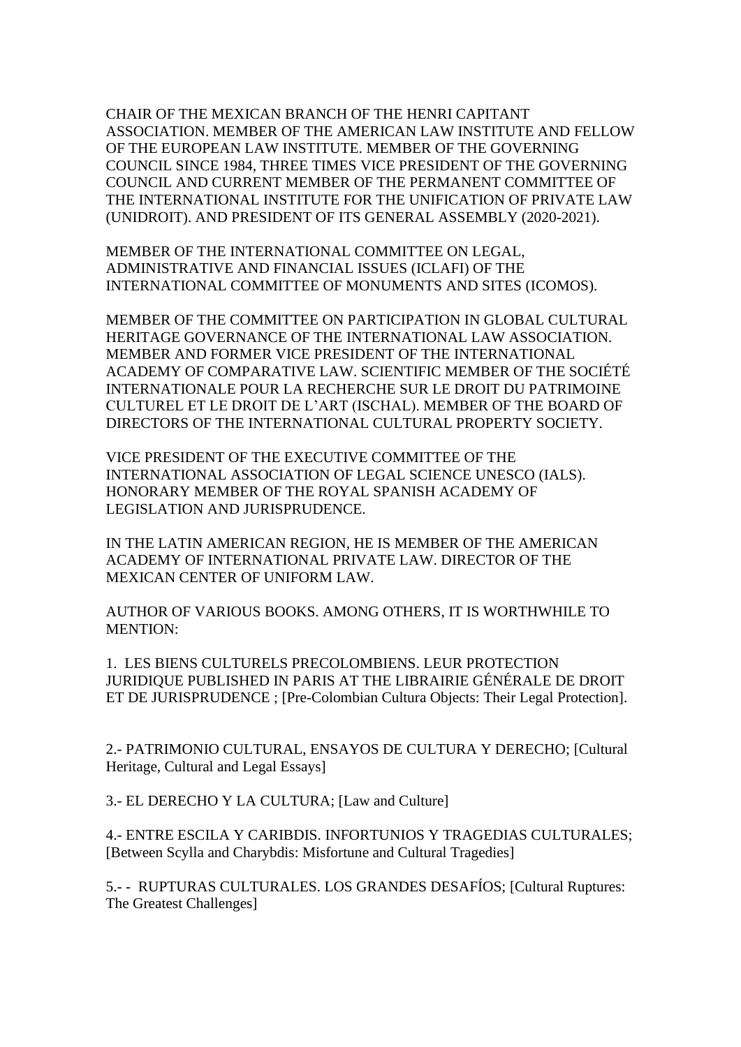CHAIR OF THE MEXICAN BRANCH OF THE HENRI CAPITANT ASSOCIATION. MEMBER OF THE AMERICAN LAW INSTITUTE AND FELLOW OF THE EUROPEAN LAW INSTITUTE. MEMBER OF THE GOVERNING COUNCIL SINCE 1984, THREE TIMES VICE PRESIDENT OF THE GOVERNING COUNCIL AND CURRENT MEMBER OF THE PERMANENT COMMITTEE OF THE INTERNATIONAL INSTITUTE FOR THE UNIFICATION OF PRIVATE LAW (UNIDROIT). AND PRESIDENT OF ITS GENERAL ASSEMBLY (2020-2021).

MEMBER OF THE INTERNATIONAL COMMITTEE ON LEGAL, ADMINISTRATIVE AND FINANCIAL ISSUES (ICLAFI) OF THE INTERNATIONAL COMMITTEE OF MONUMENTS AND SITES (ICOMOS).

MEMBER OF THE COMMITTEE ON PARTICIPATION IN GLOBAL CULTURAL HERITAGE GOVERNANCE OF THE INTERNATIONAL LAW ASSOCIATION. MEMBER AND FORMER VICE PRESIDENT OF THE INTERNATIONAL ACADEMY OF COMPARATIVE LAW. SCIENTIFIC MEMBER OF THE SOCIÉTÉ INTERNATIONALE POUR LA RECHERCHE SUR LE DROIT DU PATRIMOINE CULTUREL ET LE DROIT DE L'ART (ISCHAL). MEMBER OF THE BOARD OF DIRECTORS OF THE INTERNATIONAL CULTURAL PROPERTY SOCIETY.

VICE PRESIDENT OF THE EXECUTIVE COMMITTEE OF THE INTERNATIONAL ASSOCIATION OF LEGAL SCIENCE UNESCO (IALS). HONORARY MEMBER OF THE ROYAL SPANISH ACADEMY OF LEGISLATION AND JURISPRUDENCE.

IN THE LATIN AMERICAN REGION, HE IS MEMBER OF THE AMERICAN ACADEMY OF INTERNATIONAL PRIVATE LAW. DIRECTOR OF THE MEXICAN CENTER OF UNIFORM LAW.

AUTHOR OF VARIOUS BOOKS. AMONG OTHERS, IT IS WORTHWHILE TO MENTION:

1. LES BIENS CULTURELS PRECOLOMBIENS. LEUR PROTECTION JURIDIQUE PUBLISHED IN PARIS AT THE LIBRAIRIE GÉNÉRALE DE DROIT ET DE JURISPRUDENCE ; [Pre-Colombian Cultura Objects: Their Legal Protection].

2.- PATRIMONIO CULTURAL, ENSAYOS DE CULTURA Y DERECHO; [Cultural Heritage, Cultural and Legal Essays]

3.- EL DERECHO Y LA CULTURA; [Law and Culture]

4.- ENTRE ESCILA Y CARIBDIS. INFORTUNIOS Y TRAGEDIAS CULTURALES; [Between Scylla and Charybdis: Misfortune and Cultural Tragedies]

5.- - RUPTURAS CULTURALES. LOS GRANDES DESAFÍOS; [Cultural Ruptures: The Greatest Challenges]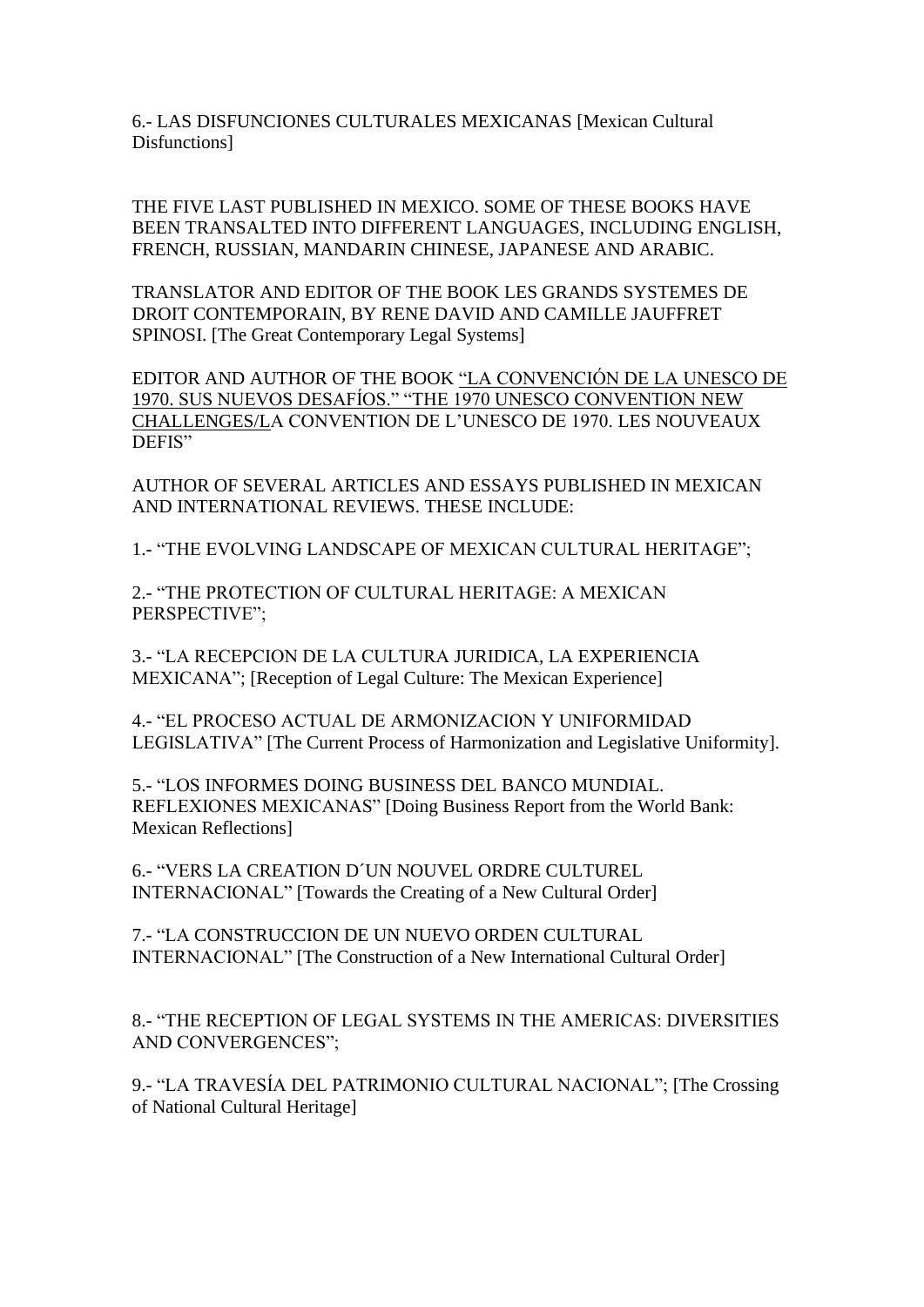6.- LAS DISFUNCIONES CULTURALES MEXICANAS [Mexican Cultural Disfunctions]

THE FIVE LAST PUBLISHED IN MEXICO. SOME OF THESE BOOKS HAVE BEEN TRANSALTED INTO DIFFERENT LANGUAGES, INCLUDING ENGLISH, FRENCH, RUSSIAN, MANDARIN CHINESE, JAPANESE AND ARABIC.

TRANSLATOR AND EDITOR OF THE BOOK LES GRANDS SYSTEMES DE DROIT CONTEMPORAIN, BY RENE DAVID AND CAMILLE JAUFFRET SPINOSI. [The Great Contemporary Legal Systems]

EDITOR AND AUTHOR OF THE BOOK "LA CONVENCIÓN DE LA UNESCO DE 1970. SUS NUEVOS DESAFÍOS." "THE 1970 UNESCO CONVENTION NEW CHALLENGES/LA CONVENTION DE L'UNESCO DE 1970. LES NOUVEAUX DEFIS"

AUTHOR OF SEVERAL ARTICLES AND ESSAYS PUBLISHED IN MEXICAN AND INTERNATIONAL REVIEWS. THESE INCLUDE:

1.- "THE EVOLVING LANDSCAPE OF MEXICAN CULTURAL HERITAGE";

2.- "THE PROTECTION OF CULTURAL HERITAGE: A MEXICAN PERSPECTIVE";

3.- "LA RECEPCION DE LA CULTURA JURIDICA, LA EXPERIENCIA MEXICANA"; [Reception of Legal Culture: The Mexican Experience]

4.- "EL PROCESO ACTUAL DE ARMONIZACION Y UNIFORMIDAD LEGISLATIVA" [The Current Process of Harmonization and Legislative Uniformity].

5.- "LOS INFORMES DOING BUSINESS DEL BANCO MUNDIAL. REFLEXIONES MEXICANAS" [Doing Business Report from the World Bank: Mexican Reflections]

6.- "VERS LA CREATION D´UN NOUVEL ORDRE CULTUREL INTERNACIONAL" [Towards the Creating of a New Cultural Order]

7.- "LA CONSTRUCCION DE UN NUEVO ORDEN CULTURAL INTERNACIONAL" [The Construction of a New International Cultural Order]

8.- "THE RECEPTION OF LEGAL SYSTEMS IN THE AMERICAS: DIVERSITIES AND CONVERGENCES";

9.- "LA TRAVESÍA DEL PATRIMONIO CULTURAL NACIONAL"; [The Crossing of National Cultural Heritage]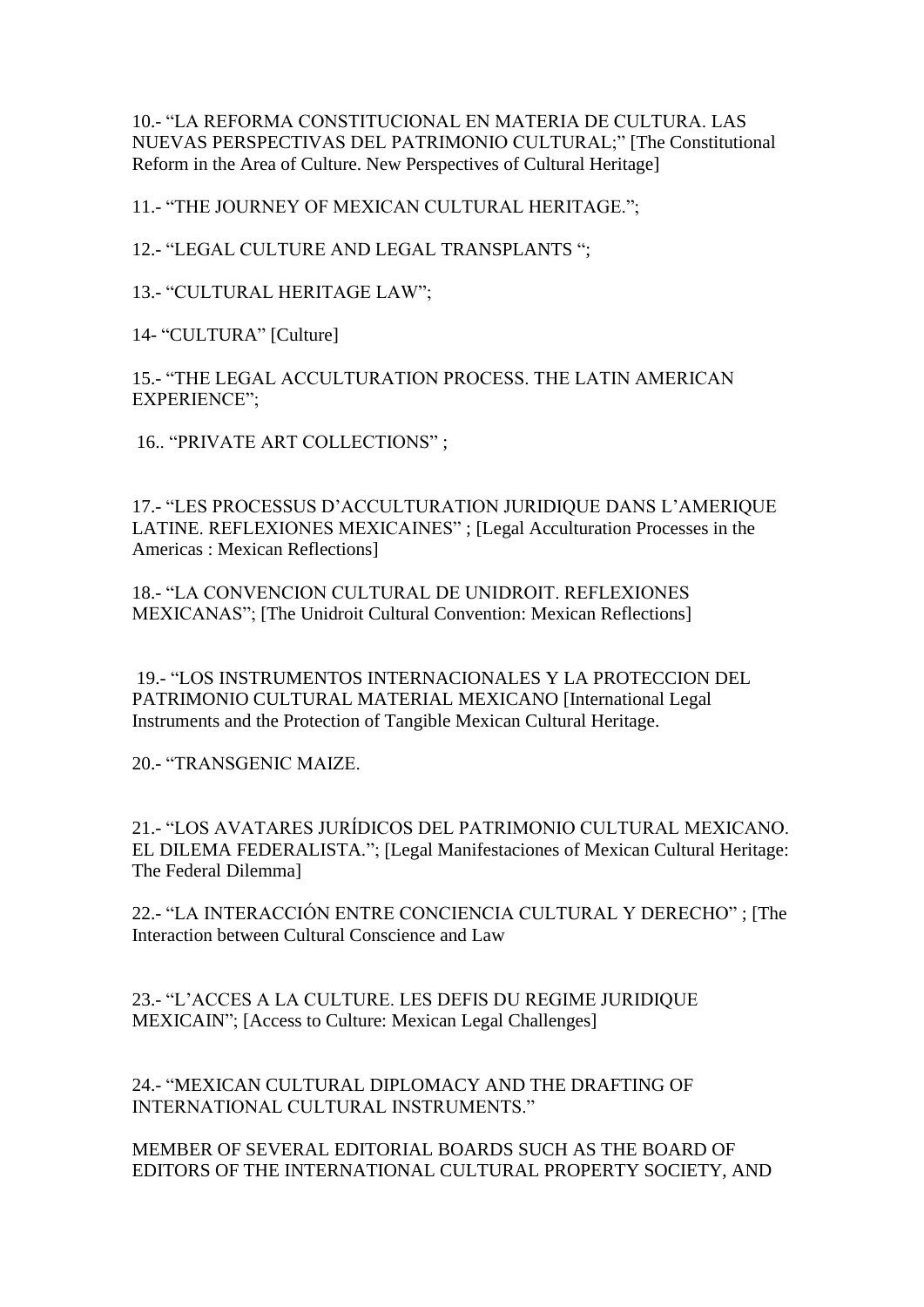10.- "LA REFORMA CONSTITUCIONAL EN MATERIA DE CULTURA. LAS NUEVAS PERSPECTIVAS DEL PATRIMONIO CULTURAL;" [The Constitutional Reform in the Area of Culture. New Perspectives of Cultural Heritage]

11.- "THE JOURNEY OF MEXICAN CULTURAL HERITAGE.";

12.- "LEGAL CULTURE AND LEGAL TRANSPLANTS ";

13.- "CULTURAL HERITAGE LAW";

14- "CULTURA" [Culture]

15.- "THE LEGAL ACCULTURATION PROCESS. THE LATIN AMERICAN EXPERIENCE";

16.. "PRIVATE ART COLLECTIONS" ;

17.- "LES PROCESSUS D'ACCULTURATION JURIDIQUE DANS L'AMERIQUE LATINE. REFLEXIONES MEXICAINES" ; [Legal Acculturation Processes in the Americas : Mexican Reflections]

18.- "LA CONVENCION CULTURAL DE UNIDROIT. REFLEXIONES MEXICANAS"; [The Unidroit Cultural Convention: Mexican Reflections]

19.- "LOS INSTRUMENTOS INTERNACIONALES Y LA PROTECCION DEL PATRIMONIO CULTURAL MATERIAL MEXICANO [International Legal Instruments and the Protection of Tangible Mexican Cultural Heritage.

20.- "TRANSGENIC MAIZE.

21.- "LOS AVATARES JURÍDICOS DEL PATRIMONIO CULTURAL MEXICANO. EL DILEMA FEDERALISTA."; [Legal Manifestaciones of Mexican Cultural Heritage: The Federal Dilemma]

22.- "LA INTERACCIÓN ENTRE CONCIENCIA CULTURAL Y DERECHO" ; [The Interaction between Cultural Conscience and Law

23.- "L'ACCES A LA CULTURE. LES DEFIS DU REGIME JURIDIQUE MEXICAIN"; [Access to Culture: Mexican Legal Challenges]

24.- "MEXICAN CULTURAL DIPLOMACY AND THE DRAFTING OF INTERNATIONAL CULTURAL INSTRUMENTS."

MEMBER OF SEVERAL EDITORIAL BOARDS SUCH AS THE BOARD OF EDITORS OF THE INTERNATIONAL CULTURAL PROPERTY SOCIETY, AND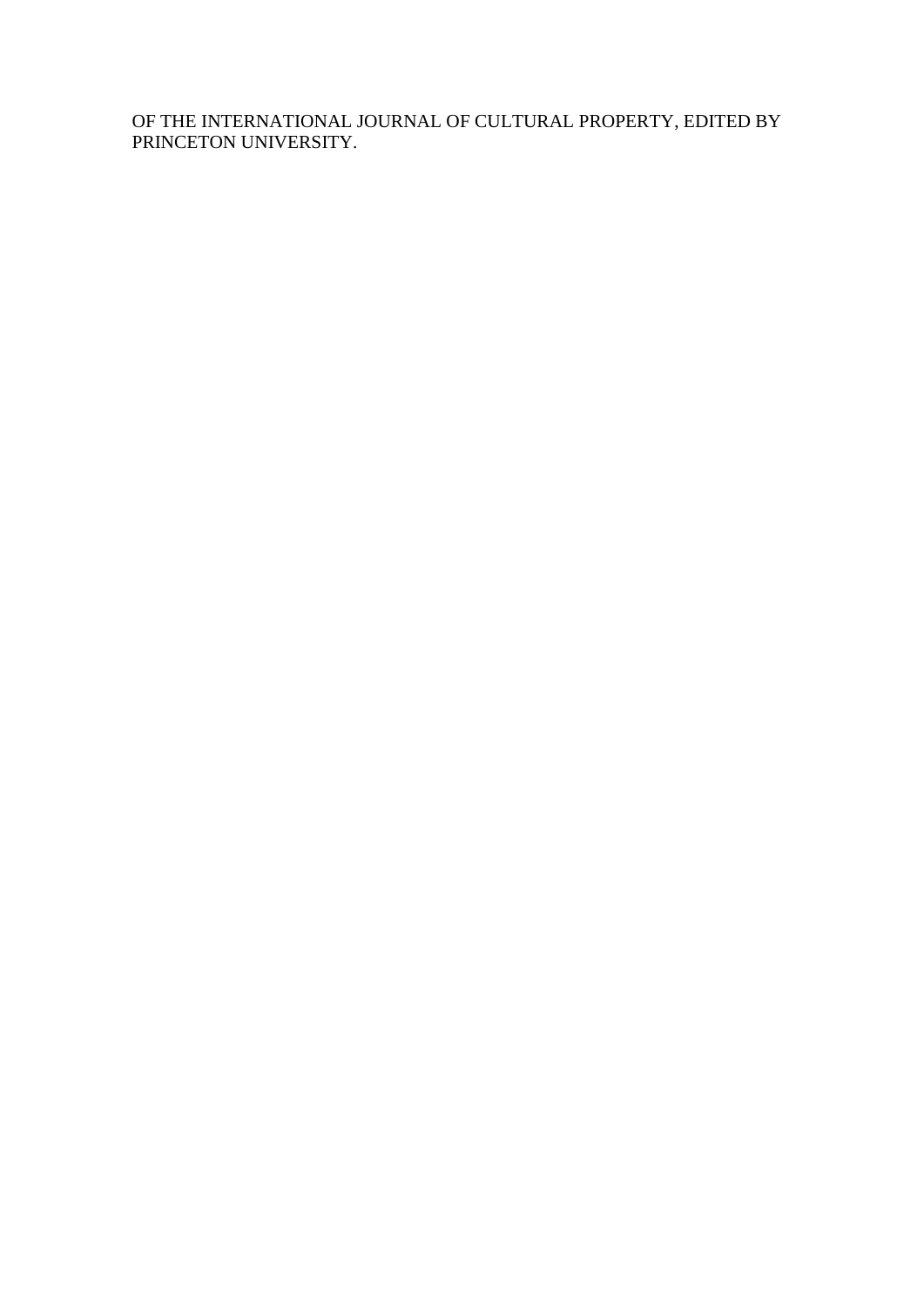OF THE INTERNATIONAL JOURNAL OF CULTURAL PROPERTY, EDITED BY PRINCETON UNIVERSITY.